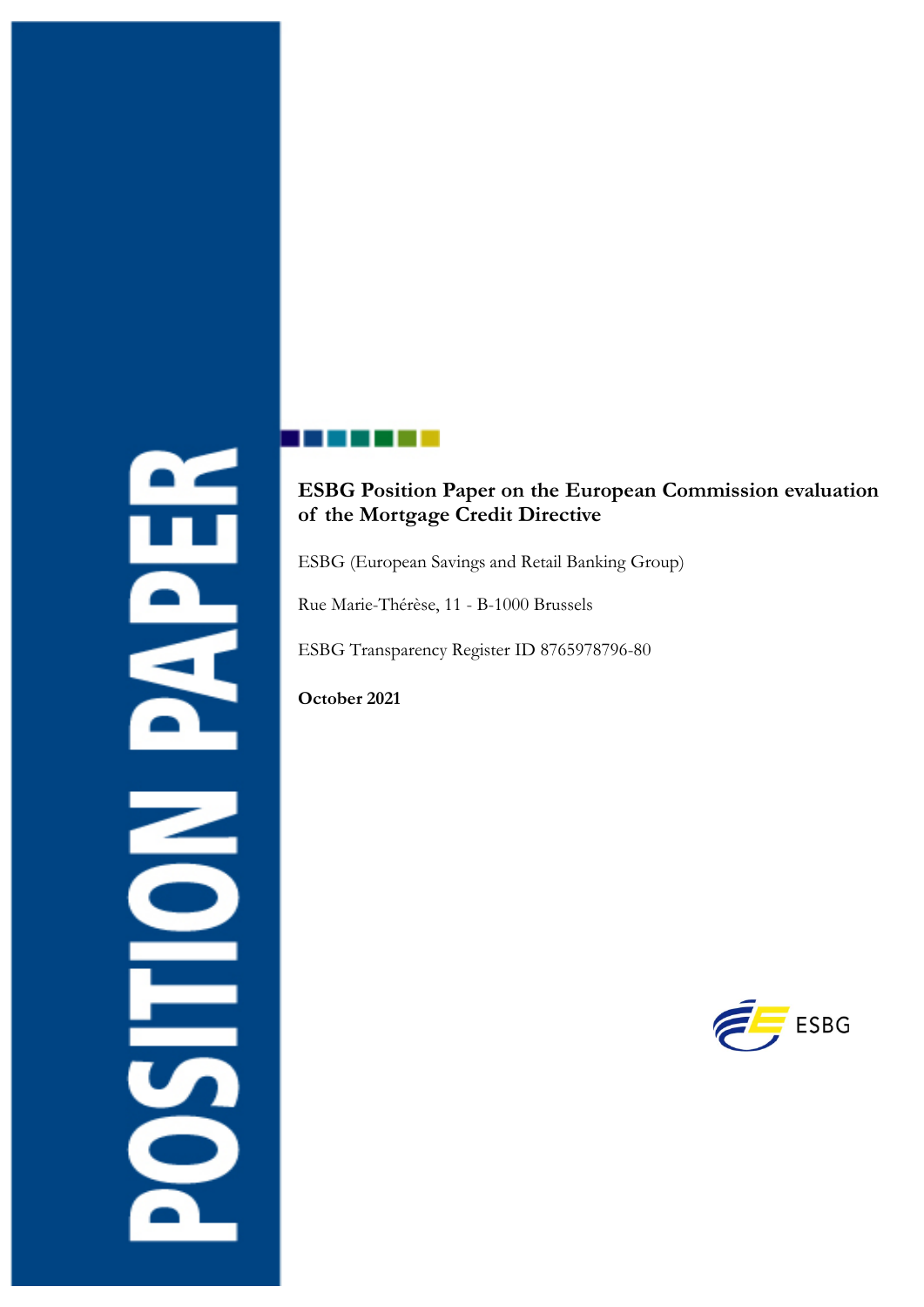POSITION PAPER

# ESBG Position Paper on the European Commission evaluation of the Mortgage Credit Directive

ESBG (European Savings and Retail Banking Group)

Rue Marie-Thérèse, 11 - B-1000 Brussels

ESBG Transparency Register ID 8765978796-80

**October 2021**

ESBG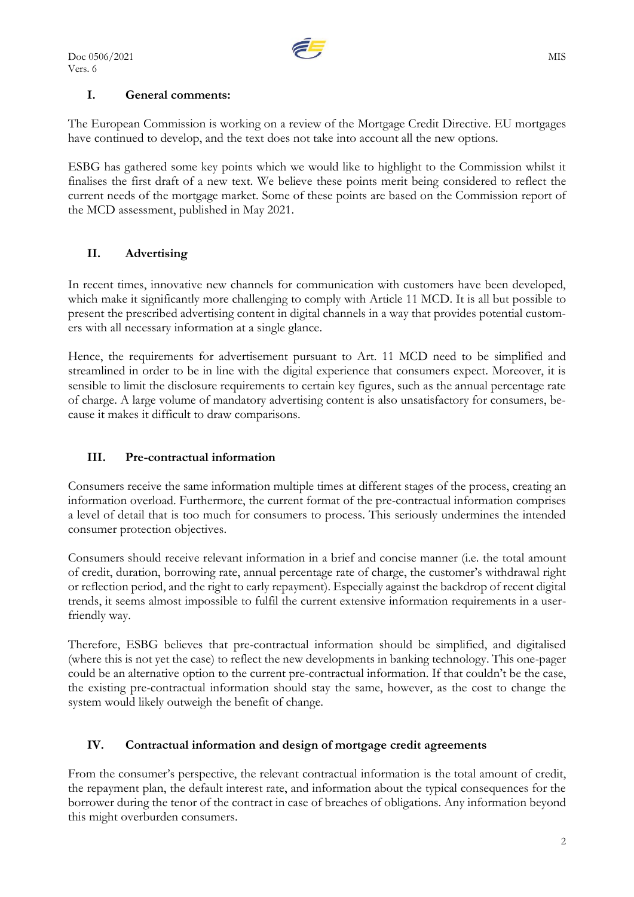## I. General comments:

The European Commission is working on a review of the Mortgage Credit Directive. EU mortgages have continued to develop, and the text does not take into account all the new options.

ESBG has gathered some key points which we would like to highlight to the Commission whilst it finalises the first draft of a new text. We believe these points merit being considered to reflect the current needs of the mortgage market. Some of these points are based on the Commission report of the MCD assessment, published in May 2021.

## II. Advertising

In recent times, innovative new channels for communication with customers have been developed, which make it significantly more challenging to comply with Article 11 MCD. It is all but possible to present the prescribed advertising content in digital channels in a way that provides potential customers with all necessary information at a single glance.

Hence, the requirements for advertisement pursuant to Art. 11 MCD need to be simplified and streamlined in order to be in line with the digital experience that consumers expect. Moreover, it is sensible to limit the disclosure requirements to certain key figures, such as the annual percentage rate of charge. A large volume of mandatory advertising content is also unsatisfactory for consumers, because it makes it difficult to draw comparisons.

## III. Pre-contractual information

Consumers receive the same information multiple times at different stages of the process, creating an information overload. Furthermore, the current format of the pre-contractual information comprises a level of detail that is too much for consumers to process. This seriously undermines the intended consumer protection objectives.

Consumers should receive relevant information in a brief and concise manner (i.e. the total amount of credit, duration, borrowing rate, annual percentage rate of charge, the customer's withdrawal right or reflection period, and the right to early repayment). Especially against the backdrop of recent digital trends, it seems almost impossible to fulfil the current extensive information requirements in a user-friendly way.

Therefore, ESBG believes that pre-contractual information should be simplified, and digitalised (where this is not yet the case) to reflect the new developments in banking technology. This one-pager could be an alternative option to the current pre-contractual information. If that couldn't be the case, the existing pre-contractual information should stay the same, however, as the cost to change the system would likely outweigh the benefit of change.

## IV. Contractual information and design of mortgage credit agreements

From the consumer's perspective, the relevant contractual information is the total amount of credit, the repayment plan, the default interest rate, and information about the typical consequences for the borrower during the tenor of the contract in case of breaches of obligations. Any information beyond this might overburden consumers.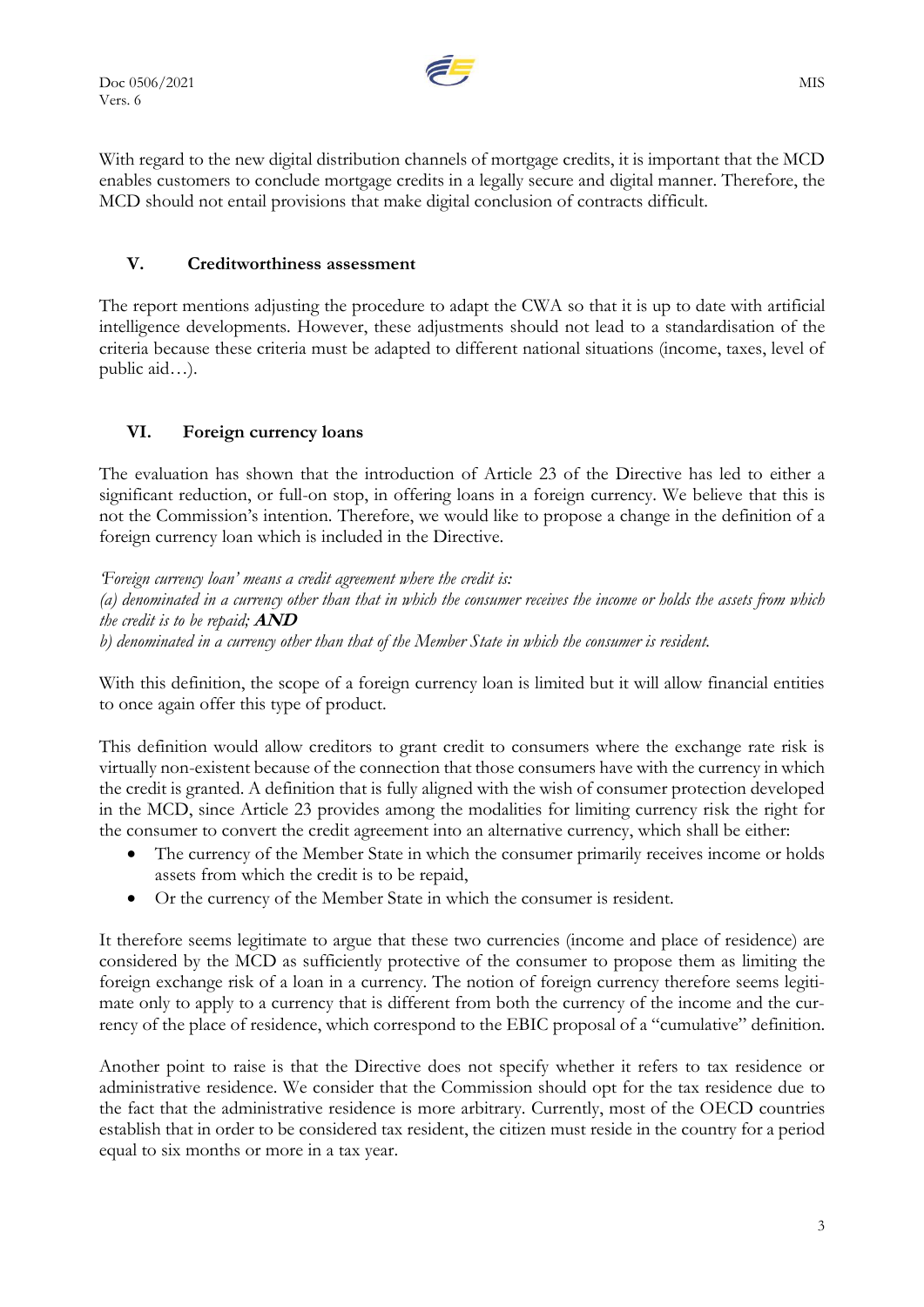With regard to the new digital distribution channels of mortgage credits, it is important that the MCD enables customers to conclude mortgage credits in a legally secure and digital manner. Therefore, the MCD should not entail provisions that make digital conclusion of contracts difficult.

## V. Creditworthiness assessment

The report mentions adjusting the procedure to adapt the CWA so that it is up to date with artificial intelligence developments. However, these adjustments should not lead to a standardisation of the criteria because these criteria must be adapted to different national situations (income, taxes, level of public aid…).

## VI. Foreign currency loans

The evaluation has shown that the introduction of Article 23 of the Directive has led to either a significant reduction, or full-on stop, in offering loans in a foreign currency. We believe that this is not the Commission's intention. Therefore, we would like to propose a change in the definition of a foreign currency loan which is included in the Directive.

*'Foreign currency loan' means a credit agreement where the credit is:*
*(a) denominated in a currency other than that in which the consumer receives the income or holds the assets from which the credit is to be repaid;* ***AND***
*b) denominated in a currency other than that of the Member State in which the consumer is resident.*

With this definition, the scope of a foreign currency loan is limited but it will allow financial entities to once again offer this type of product.

This definition would allow creditors to grant credit to consumers where the exchange rate risk is virtually non-existent because of the connection that those consumers have with the currency in which the credit is granted. A definition that is fully aligned with the wish of consumer protection developed in the MCD, since Article 23 provides among the modalities for limiting currency risk the right for the consumer to convert the credit agreement into an alternative currency, which shall be either:

- The currency of the Member State in which the consumer primarily receives income or holds assets from which the credit is to be repaid,
- Or the currency of the Member State in which the consumer is resident.

It therefore seems legitimate to argue that these two currencies (income and place of residence) are considered by the MCD as sufficiently protective of the consumer to propose them as limiting the foreign exchange risk of a loan in a currency. The notion of foreign currency therefore seems legitimate only to apply to a currency that is different from both the currency of the income and the currency of the place of residence, which correspond to the EBIC proposal of a "cumulative" definition.

Another point to raise is that the Directive does not specify whether it refers to tax residence or administrative residence. We consider that the Commission should opt for the tax residence due to the fact that the administrative residence is more arbitrary. Currently, most of the OECD countries establish that in order to be considered tax resident, the citizen must reside in the country for a period equal to six months or more in a tax year.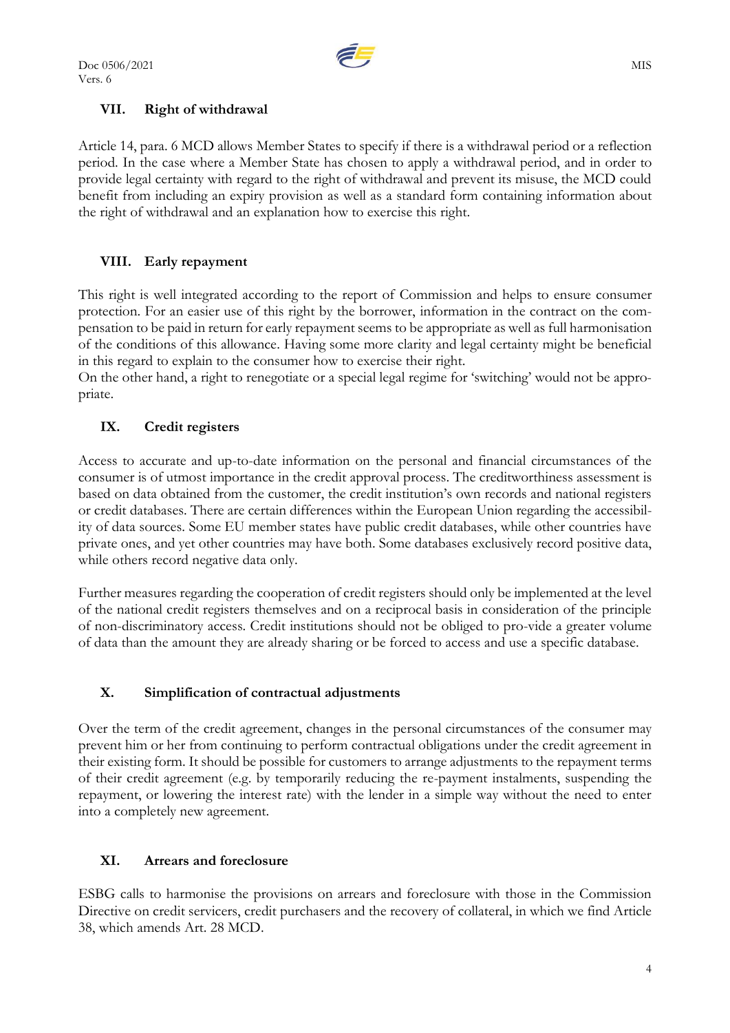## VII. Right of withdrawal

Article 14, para. 6 MCD allows Member States to specify if there is a withdrawal period or a reflection period. In the case where a Member State has chosen to apply a withdrawal period, and in order to provide legal certainty with regard to the right of withdrawal and prevent its misuse, the MCD could benefit from including an expiry provision as well as a standard form containing information about the right of withdrawal and an explanation how to exercise this right.

## VIII. Early repayment

This right is well integrated according to the report of Commission and helps to ensure consumer protection. For an easier use of this right by the borrower, information in the contract on the compensation to be paid in return for early repayment seems to be appropriate as well as full harmonisation of the conditions of this allowance. Having some more clarity and legal certainty might be beneficial in this regard to explain to the consumer how to exercise their right.

On the other hand, a right to renegotiate or a special legal regime for 'switching' would not be appropriate.

## IX. Credit registers

Access to accurate and up-to-date information on the personal and financial circumstances of the consumer is of utmost importance in the credit approval process. The creditworthiness assessment is based on data obtained from the customer, the credit institution's own records and national registers or credit databases. There are certain differences within the European Union regarding the accessibility of data sources. Some EU member states have public credit databases, while other countries have private ones, and yet other countries may have both. Some databases exclusively record positive data, while others record negative data only.

Further measures regarding the cooperation of credit registers should only be implemented at the level of the national credit registers themselves and on a reciprocal basis in consideration of the principle of non-discriminatory access. Credit institutions should not be obliged to pro-vide a greater volume of data than the amount they are already sharing or be forced to access and use a specific database.

## X. Simplification of contractual adjustments

Over the term of the credit agreement, changes in the personal circumstances of the consumer may prevent him or her from continuing to perform contractual obligations under the credit agreement in their existing form. It should be possible for customers to arrange adjustments to the repayment terms of their credit agreement (e.g. by temporarily reducing the re-payment instalments, suspending the repayment, or lowering the interest rate) with the lender in a simple way without the need to enter into a completely new agreement.

## XI. Arrears and foreclosure

ESBG calls to harmonise the provisions on arrears and foreclosure with those in the Commission Directive on credit servicers, credit purchasers and the recovery of collateral, in which we find Article 38, which amends Art. 28 MCD.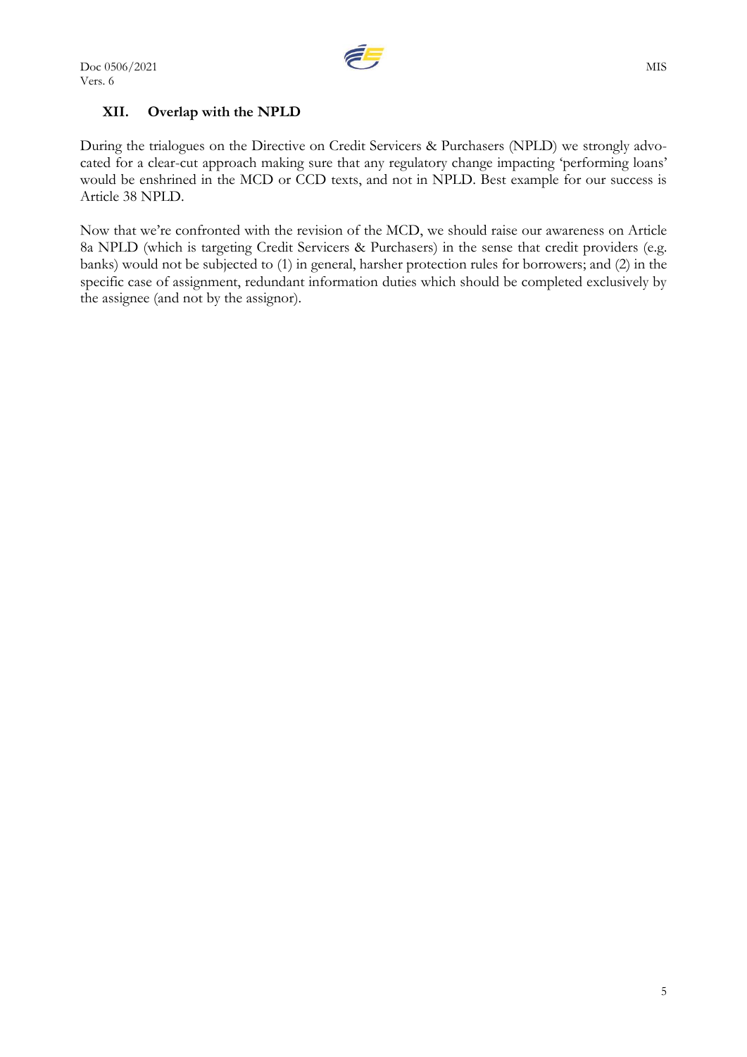## XII. Overlap with the NPLD

During the trialogues on the Directive on Credit Servicers & Purchasers (NPLD) we strongly advocated for a clear-cut approach making sure that any regulatory change impacting 'performing loans' would be enshrined in the MCD or CCD texts, and not in NPLD. Best example for our success is Article 38 NPLD.

Now that we're confronted with the revision of the MCD, we should raise our awareness on Article 8a NPLD (which is targeting Credit Servicers & Purchasers) in the sense that credit providers (e.g. banks) would not be subjected to (1) in general, harsher protection rules for borrowers; and (2) in the specific case of assignment, redundant information duties which should be completed exclusively by the assignee (and not by the assignor).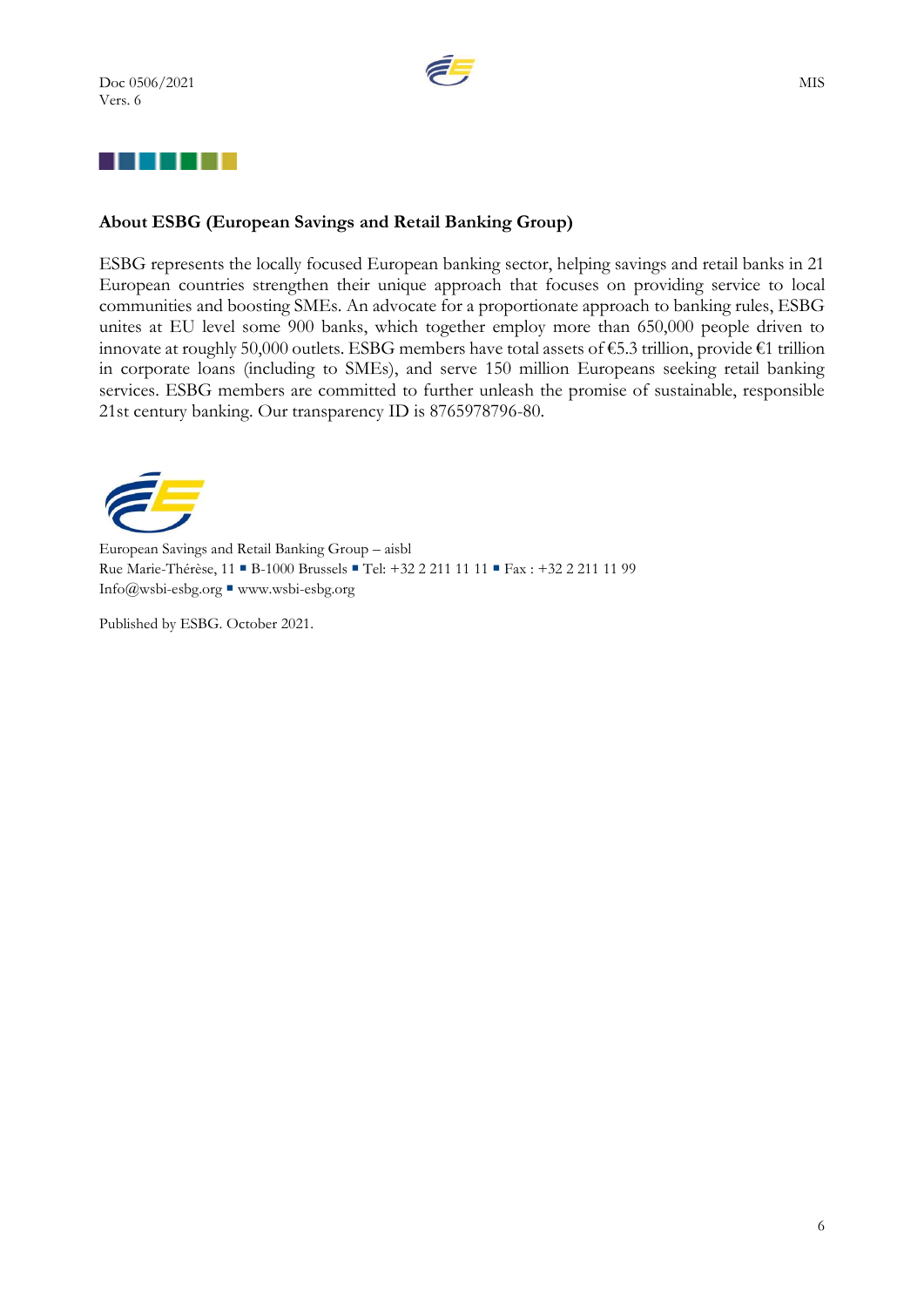## About ESBG (European Savings and Retail Banking Group)

ESBG represents the locally focused European banking sector, helping savings and retail banks in 21 European countries strengthen their unique approach that focuses on providing service to local communities and boosting SMEs. An advocate for a proportionate approach to banking rules, ESBG unites at EU level some 900 banks, which together employ more than 650,000 people driven to innovate at roughly 50,000 outlets. ESBG members have total assets of €5.3 trillion, provide €1 trillion in corporate loans (including to SMEs), and serve 150 million Europeans seeking retail banking services. ESBG members are committed to further unleash the promise of sustainable, responsible 21st century banking. Our transparency ID is 8765978796-80.

European Savings and Retail Banking Group – aisbl
Rue Marie-Thérèse, 11 ▪ B-1000 Brussels ▪ Tel: +32 2 211 11 11 ▪ Fax : +32 2 211 11 99
Info@wsbi-esbg.org ▪ www.wsbi-esbg.org

Published by ESBG. October 2021.